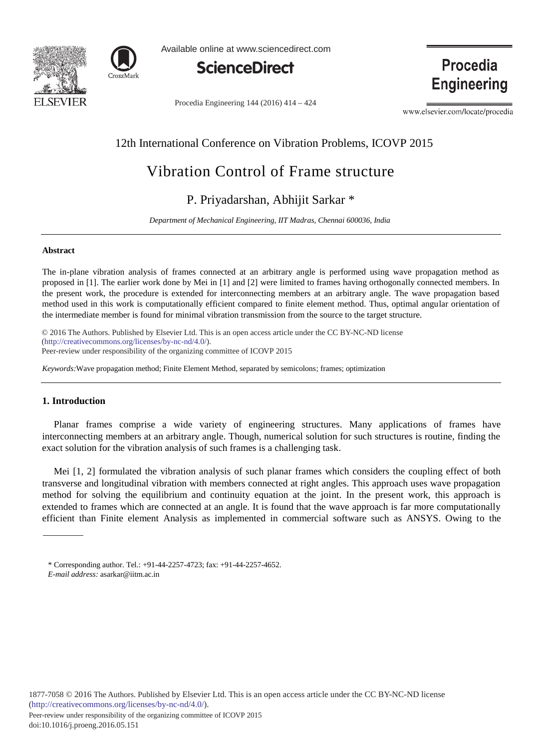12th International Conference on Vibration Problems, ICOVP 2015

# Vibration Control of Frame structure

P. Priyadarshan, Abhijit Sarkar *

*Department of Mechanical Engineering, IIT Madras, Chennai 600036, India*

---

## Abstract

The in-plane vibration analysis of frames connected at an arbitrary angle is performed using wave propagation method as proposed in [1]. The earlier work done by Mei in [1] and [2] were limited to frames having orthogonally connected members. In the present work, the procedure is extended for interconnecting members at an arbitrary angle. The wave propagation based method used in this work is computationally efficient compared to finite element method. Thus, optimal angular orientation of the intermediate member is found for minimal vibration transmission from the source to the target structure.

© 2016 The Authors. Published by Elsevier Ltd. This is an open access article under the CC BY-NC-ND license (http://creativecommons.org/licenses/by-nc-nd/4.0/).
Peer-review under responsibility of the organizing committee of ICOVP 2015

*Keywords:* Wave propagation method; Finite Element Method, separated by semicolons; frames; optimization

---

## 1. Introduction

Planar frames comprise a wide variety of engineering structures. Many applications of frames have interconnecting members at an arbitrary angle. Though, numerical solution for such structures is routine, finding the exact solution for the vibration analysis of such frames is a challenging task.

Mei [1, 2] formulated the vibration analysis of such planar frames which considers the coupling effect of both transverse and longitudinal vibration with members connected at right angles. This approach uses wave propagation method for solving the equilibrium and continuity equation at the joint. In the present work, this approach is extended to frames which are connected at an angle. It is found that the wave approach is far more computationally efficient than Finite element Analysis as implemented in commercial software such as ANSYS. Owing to the

---

\* Corresponding author. Tel.: +91-44-2257-4723; fax: +91-44-2257-4652.
*E-mail address:* asarkar@iitm.ac.in

1877-7058 © 2016 The Authors. Published by Elsevier Ltd. This is an open access article under the CC BY-NC-ND license (http://creativecommons.org/licenses/by-nc-nd/4.0/).
Peer-review under responsibility of the organizing committee of ICOVP 2015
doi:10.1016/j.proeng.2016.05.151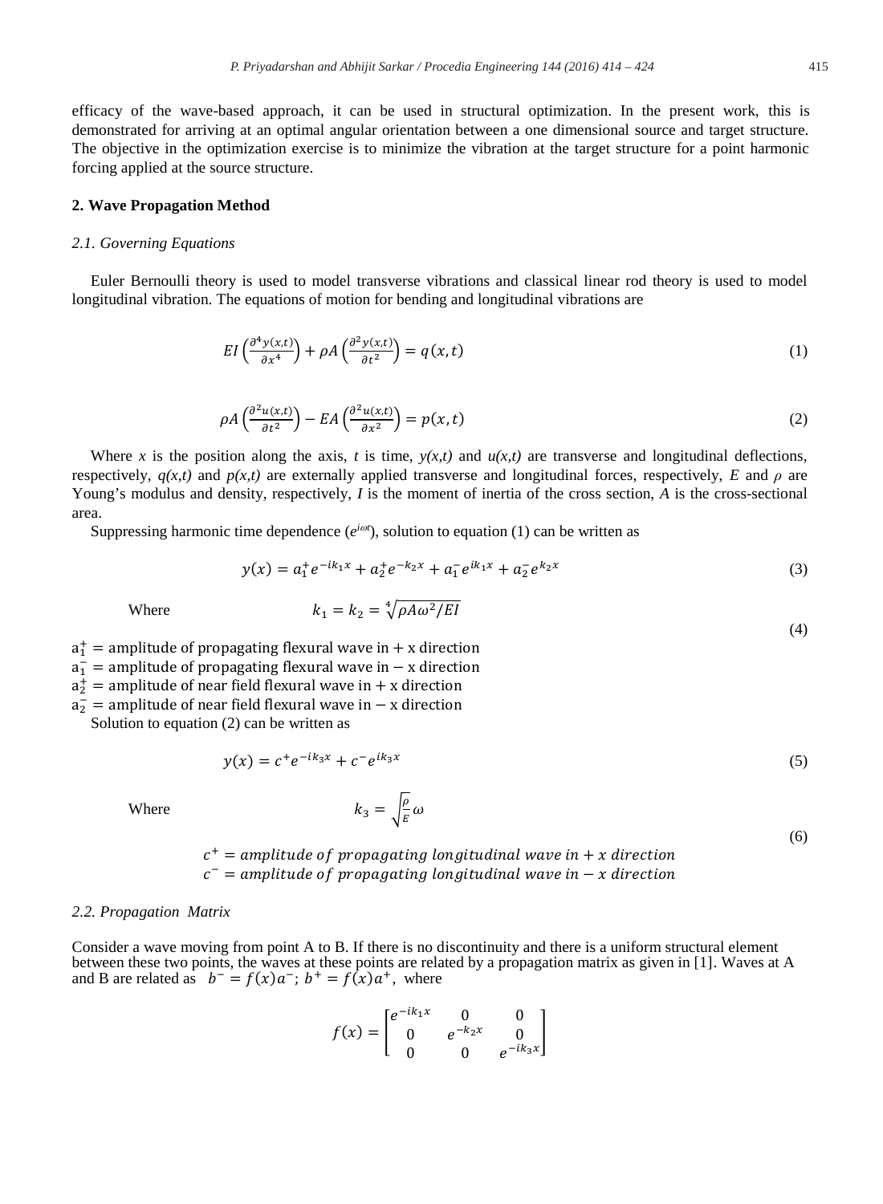efficacy of the wave-based approach, it can be used in structural optimization. In the present work, this is demonstrated for arriving at an optimal angular orientation between a one dimensional source and target structure. The objective in the optimization exercise is to minimize the vibration at the target structure for a point harmonic forcing applied at the source structure.

## 2. Wave Propagation Method

### 2.1. Governing Equations

Euler Bernoulli theory is used to model transverse vibrations and classical linear rod theory is used to model longitudinal vibration. The equations of motion for bending and longitudinal vibrations are

$$EI\left(\frac{\partial^4 y(x,t)}{\partial x^4}\right) + \rho A\left(\frac{\partial^2 y(x,t)}{\partial t^2}\right) = q(x,t) \tag{1}$$

$$\rho A\left(\frac{\partial^2 u(x,t)}{\partial t^2}\right) - EA\left(\frac{\partial^2 u(x,t)}{\partial x^2}\right) = p(x,t) \tag{2}$$

Where $x$ is the position along the axis, $t$ is time, $y(x,t)$ and $u(x,t)$ are transverse and longitudinal deflections, respectively, $q(x,t)$ and $p(x,t)$ are externally applied transverse and longitudinal forces, respectively, $E$ and $\rho$ are Young's modulus and density, respectively, $I$ is the moment of inertia of the cross section, $A$ is the cross-sectional area.

Suppressing harmonic time dependence ($e^{i\omega t}$), solution to equation (1) can be written as

$$y(x) = a_1^+ e^{-ik_1 x} + a_2^+ e^{-k_2 x} + a_1^- e^{ik_1 x} + a_2^- e^{k_2 x} \tag{3}$$

Where $$k_1 = k_2 = \sqrt[4]{\rho A \omega^2 / EI} \tag{4}$$

$a_1^+ =$ amplitude of propagating flexural wave in + x direction
$a_1^- =$ amplitude of propagating flexural wave in − x direction
$a_2^+ =$ amplitude of near field flexural wave in + x direction
$a_2^- =$ amplitude of near field flexural wave in − x direction

Solution to equation (2) can be written as

$$y(x) = c^+ e^{-ik_3 x} + c^- e^{ik_3 x} \tag{5}$$

Where $$k_3 = \sqrt{\frac{\rho}{E}}\,\omega \tag{6}$$

$c^+ = amplitude\ of\ propagating\ longitudinal\ wave\ in + x\ direction$
$c^- = amplitude\ of\ propagating\ longitudinal\ wave\ in - x\ direction$

### 2.2. Propagation Matrix

Consider a wave moving from point A to B. If there is no discontinuity and there is a uniform structural element between these two points, the waves at these points are related by a propagation matrix as given in [1]. Waves at A and B are related as $b^- = f(x)a^-$; $b^+ = f(x)a^+$, where

$$f(x) = \begin{bmatrix} e^{-ik_1 x} & 0 & 0 \\ 0 & e^{-k_2 x} & 0 \\ 0 & 0 & e^{-ik_3 x} \end{bmatrix}$$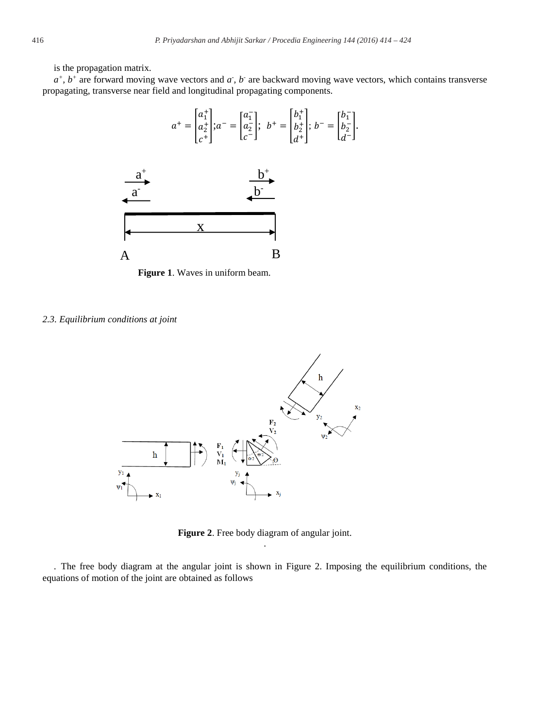is the propagation matrix.

$a^+$, $b^+$ are forward moving wave vectors and $a^-$, $b^-$ are backward moving wave vectors, which contains transverse propagating, transverse near field and longitudinal propagating components.

$$a^+ = \begin{bmatrix} a_1^+ \\ a_2^+ \\ c^+ \end{bmatrix}; a^- = \begin{bmatrix} a_1^- \\ a_2^- \\ c^- \end{bmatrix};\ \ b^+ = \begin{bmatrix} b_1^+ \\ b_2^+ \\ d^+ \end{bmatrix}; \ b^- = \begin{bmatrix} b_1^- \\ b_2^- \\ d^- \end{bmatrix}.$$

**Figure 1**. Waves in uniform beam.

*2.3. Equilibrium conditions at joint*

**Figure 2**. Free body diagram of angular joint.

. The free body diagram at the angular joint is shown in Figure 2. Imposing the equilibrium conditions, the equations of motion of the joint are obtained as follows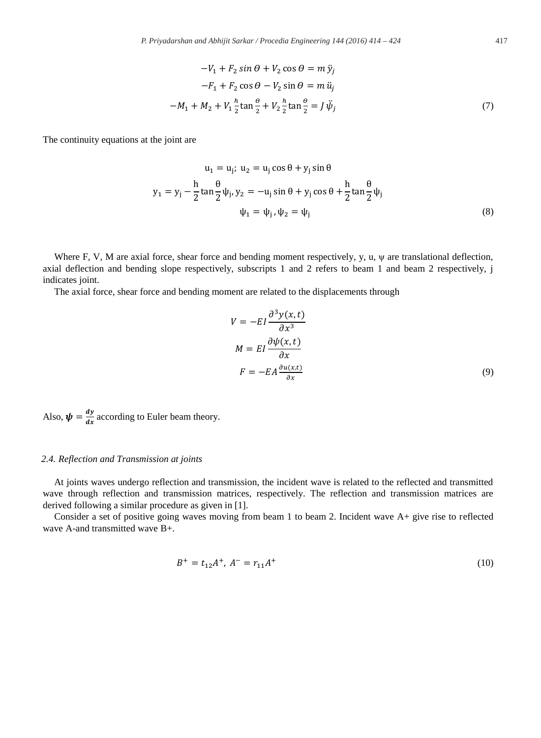$$
\begin{gathered}
-V_1 + F_2 \sin \Theta + V_2 \cos \Theta = m\, \ddot{y}_j \\
-F_1 + F_2 \cos \Theta - V_2 \sin \Theta = m\, \ddot{u}_j \\
-M_1 + M_2 + V_1 \frac{h}{2} \tan \frac{\theta}{2} + V_2 \frac{h}{2} \tan \frac{\theta}{2} = J\, \ddot{\psi}_j
\end{gathered}
\tag{7}
$$

The continuity equations at the joint are

$$
\begin{gathered}
u_1 = u_j;\; u_2 = u_j \cos \theta + y_j \sin \theta \\
y_1 = y_j - \frac{h}{2} \tan \frac{\theta}{2} \psi_j,\, y_2 = -u_j \sin \theta + y_j \cos \theta + \frac{h}{2} \tan \frac{\theta}{2} \psi_j \\
\psi_1 = \psi_j\, , \psi_2 = \psi_j
\end{gathered}
\tag{8}
$$

Where F, V, M are axial force, shear force and bending moment respectively, y, u, $\psi$ are translational deflection, axial deflection and bending slope respectively, subscripts 1 and 2 refers to beam 1 and beam 2 respectively, j indicates joint.

The axial force, shear force and bending moment are related to the displacements through

$$
\begin{gathered}
V = -EI \frac{\partial^3 y(x,t)}{\partial x^3} \\
M = EI \frac{\partial \psi(x,t)}{\partial x} \\
F = -EA \frac{\partial u(x,t)}{\partial x}
\end{gathered}
\tag{9}
$$

Also, $\boldsymbol{\psi} = \frac{\boldsymbol{dy}}{\boldsymbol{dx}}$ according to Euler beam theory.

### *2.4. Reflection and Transmission at joints*

At joints waves undergo reflection and transmission, the incident wave is related to the reflected and transmitted wave through reflection and transmission matrices, respectively. The reflection and transmission matrices are derived following a similar procedure as given in [1].

Consider a set of positive going waves moving from beam 1 to beam 2. Incident wave A+ give rise to reflected wave A-and transmitted wave B+.

$$
B^+ = t_{12} A^+,\; A^- = r_{11} A^+ \tag{10}
$$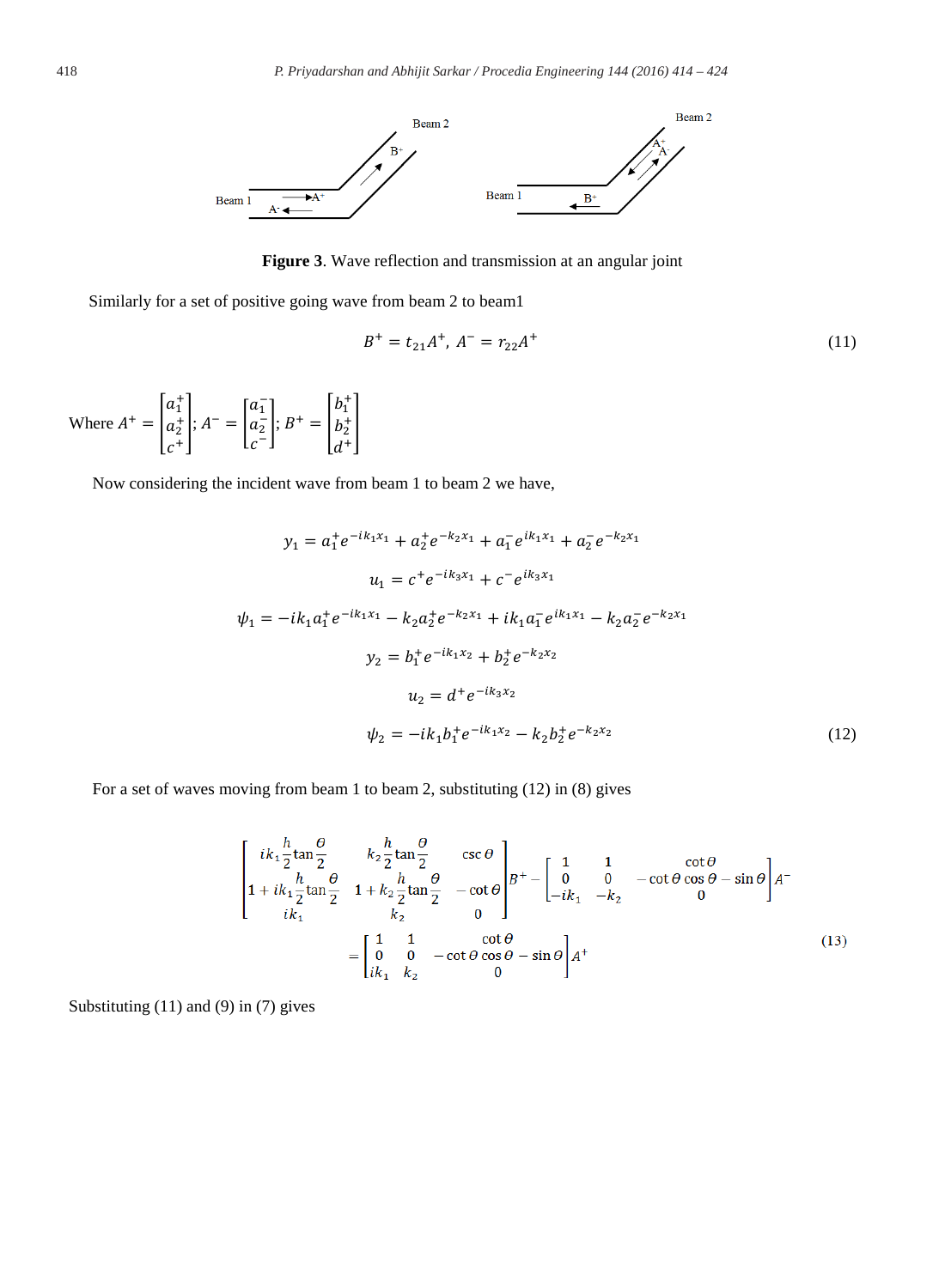Figure 3. Wave reflection and transmission at an angular joint

Similarly for a set of positive going wave from beam 2 to beam1

$$B^+ = t_{21}A^+,\ A^- = r_{22}A^+ \tag{11}$$

Where $A^+ = \begin{bmatrix} a_1^+ \\ a_2^+ \\ c^+ \end{bmatrix}$; $A^- = \begin{bmatrix} a_1^- \\ a_2^- \\ c^- \end{bmatrix}$; $B^+ = \begin{bmatrix} b_1^+ \\ b_2^+ \\ d^+ \end{bmatrix}$

Now considering the incident wave from beam 1 to beam 2 we have,

$$
\begin{gathered}
y_1 = a_1^+ e^{-ik_1x_1} + a_2^+ e^{-k_2x_1} + a_1^- e^{ik_1x_1} + a_2^- e^{-k_2x_1} \\
u_1 = c^+ e^{-ik_3x_1} + c^- e^{ik_3x_1} \\
\psi_1 = -ik_1a_1^+ e^{-ik_1x_1} - k_2a_2^+ e^{-k_2x_1} + ik_1a_1^- e^{ik_1x_1} - k_2a_2^- e^{-k_2x_1} \\
y_2 = b_1^+ e^{-ik_1x_2} + b_2^+ e^{-k_2x_2} \\
u_2 = d^+ e^{-ik_3x_2} \\
\psi_2 = -ik_1b_1^+ e^{-ik_1x_2} - k_2b_2^+ e^{-k_2x_2}
\end{gathered} \tag{12}
$$

For a set of waves moving from beam 1 to beam 2, substituting (12) in (8) gives

$$
\begin{bmatrix} ik_1\frac{h}{2}\tan\frac{\theta}{2} & k_2\frac{h}{2}\tan\frac{\theta}{2} & \csc\theta \\ 1+ik_1\frac{h}{2}\tan\frac{\theta}{2} & 1+k_2\frac{h}{2}\tan\frac{\theta}{2} & -\cot\theta \\ ik_1 & k_2 & 0 \end{bmatrix} B^+ - \begin{bmatrix} 1 & 1 & \cot\theta \\ 0 & 0 & -\cot\theta\cos\theta-\sin\theta \\ -ik_1 & -k_2 & 0 \end{bmatrix} A^-
= \begin{bmatrix} 1 & 1 & \cot\theta \\ 0 & 0 & -\cot\theta\cos\theta-\sin\theta \\ ik_1 & k_2 & 0 \end{bmatrix} A^+ \tag{13}
$$

Substituting (11) and (9) in (7) gives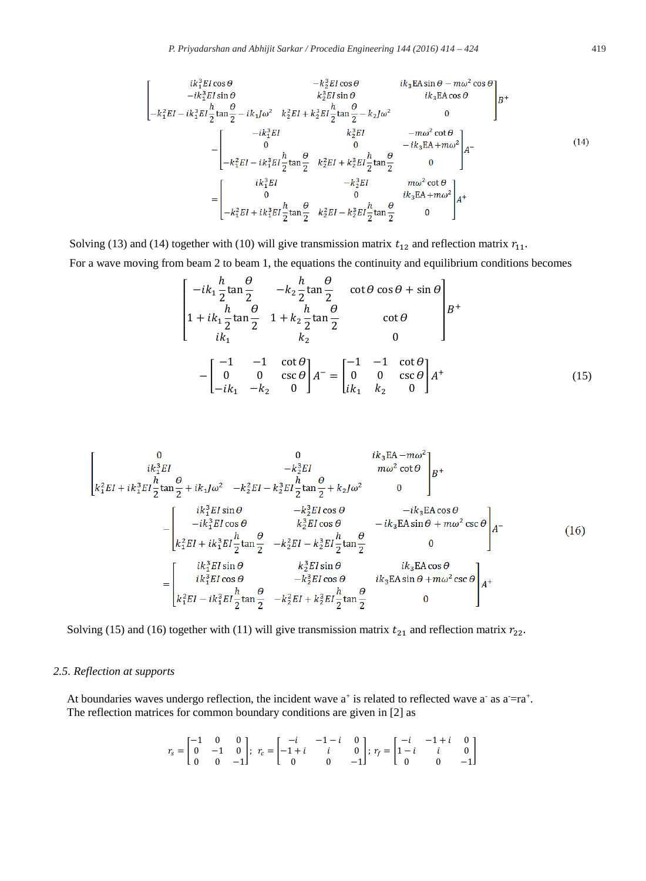$$
\begin{bmatrix}
ik_1^3 EI\cos\theta & -k_2^3 EI\cos\theta & ik_3 \mathrm{EA}\sin\theta - m\omega^2\cos\theta \\
-ik_1^3 EI\sin\theta & k_2^3 EI\sin\theta & ik_3 \mathrm{EA}\cos\theta \\
-k_1^2 EI - ik_1^3 EI\frac{h}{2}\tan\frac{\theta}{2} - ik_1 J\omega^2 & k_2^2 EI + k_2^3 EI\frac{h}{2}\tan\frac{\theta}{2} - k_2 J\omega^2 & 0
\end{bmatrix} B^+
-
\begin{bmatrix}
-ik_1^3 EI & k_2^3 EI & -m\omega^2\cot\theta \\
0 & 0 & -ik_3 \mathrm{EA} + m\omega^2 \\
-k_1^2 EI - ik_1^3 EI\frac{h}{2}\tan\frac{\theta}{2} & k_2^2 EI + k_2^3 EI\frac{h}{2}\tan\frac{\theta}{2} & 0
\end{bmatrix} A^-
=
\begin{bmatrix}
ik_1^3 EI & -k_2^3 EI & m\omega^2\cot\theta \\
0 & 0 & ik_3 \mathrm{EA} + m\omega^2 \\
-k_1^2 EI + ik_1^3 EI\frac{h}{2}\tan\frac{\theta}{2} & k_2^2 EI - k_2^3 EI\frac{h}{2}\tan\frac{\theta}{2} & 0
\end{bmatrix} A^+ \tag{14}
$$

Solving (13) and (14) together with (10) will give transmission matrix $t_{12}$ and reflection matrix $r_{11}$.

For a wave moving from beam 2 to beam 1, the equations the continuity and equilibrium conditions becomes

$$
\begin{bmatrix}
-ik_1\frac{h}{2}\tan\frac{\theta}{2} & -k_2\frac{h}{2}\tan\frac{\theta}{2} & \cot\theta\cos\theta + \sin\theta \\
1 + ik_1\frac{h}{2}\tan\frac{\theta}{2} & 1 + k_2\frac{h}{2}\tan\frac{\theta}{2} & \cot\theta \\
ik_1 & k_2 & 0
\end{bmatrix} B^+
-
\begin{bmatrix}
-1 & -1 & \cot\theta \\
0 & 0 & \csc\theta \\
-ik_1 & -k_2 & 0
\end{bmatrix} A^-
=
\begin{bmatrix}
-1 & -1 & \cot\theta \\
0 & 0 & \csc\theta \\
ik_1 & k_2 & 0
\end{bmatrix} A^+ \tag{15}
$$

$$
\begin{bmatrix}
0 & 0 & ik_3 \mathrm{EA} - m\omega^2 \\
ik_1^3 EI & -k_2^3 EI & m\omega^2\cot\theta \\
k_1^2 EI + ik_1^3 EI\frac{h}{2}\tan\frac{\theta}{2} + ik_1 J\omega^2 & -k_2^2 EI - k_2^3 EI\frac{h}{2}\tan\frac{\theta}{2} + k_2 J\omega^2 & 0
\end{bmatrix} B^+
-
\begin{bmatrix}
ik_1^3 EI\sin\theta & -k_2^3 EI\cos\theta & -ik_3 \mathrm{EA}\cos\theta \\
-ik_1^3 EI\cos\theta & k_2^3 EI\cos\theta & -ik_3 \mathrm{EA}\sin\theta + m\omega^2\csc\theta \\
k_1^2 EI + ik_1^3 EI\frac{h}{2}\tan\frac{\theta}{2} & -k_2^2 EI - k_2^3 EI\frac{h}{2}\tan\frac{\theta}{2} & 0
\end{bmatrix} A^-
=
\begin{bmatrix}
ik_1^3 EI\sin\theta & k_2^3 EI\sin\theta & ik_3 \mathrm{EA}\cos\theta \\
ik_1^3 EI\cos\theta & -k_2^3 EI\cos\theta & ik_3 \mathrm{EA}\sin\theta + m\omega^2\csc\theta \\
k_1^2 EI - ik_1^3 EI\frac{h}{2}\tan\frac{\theta}{2} & -k_2^2 EI + k_2^3 EI\frac{h}{2}\tan\frac{\theta}{2} & 0
\end{bmatrix} A^+ \tag{16}
$$

Solving (15) and (16) together with (11) will give transmission matrix $t_{21}$ and reflection matrix $r_{22}$.

### *2.5. Reflection at supports*

At boundaries waves undergo reflection, the incident wave $a^+$ is related to reflected wave $a^-$ as $a^- = ra^+$. The reflection matrices for common boundary conditions are given in [2] as

$$
r_s = \begin{bmatrix} -1 & 0 & 0 \\ 0 & -1 & 0 \\ 0 & 0 & -1 \end{bmatrix};\quad
r_c = \begin{bmatrix} -i & -1-i & 0 \\ -1+i & i & 0 \\ 0 & 0 & -1 \end{bmatrix};\quad
r_f = \begin{bmatrix} -i & -1+i & 0 \\ 1-i & i & 0 \\ 0 & 0 & -1 \end{bmatrix}
$$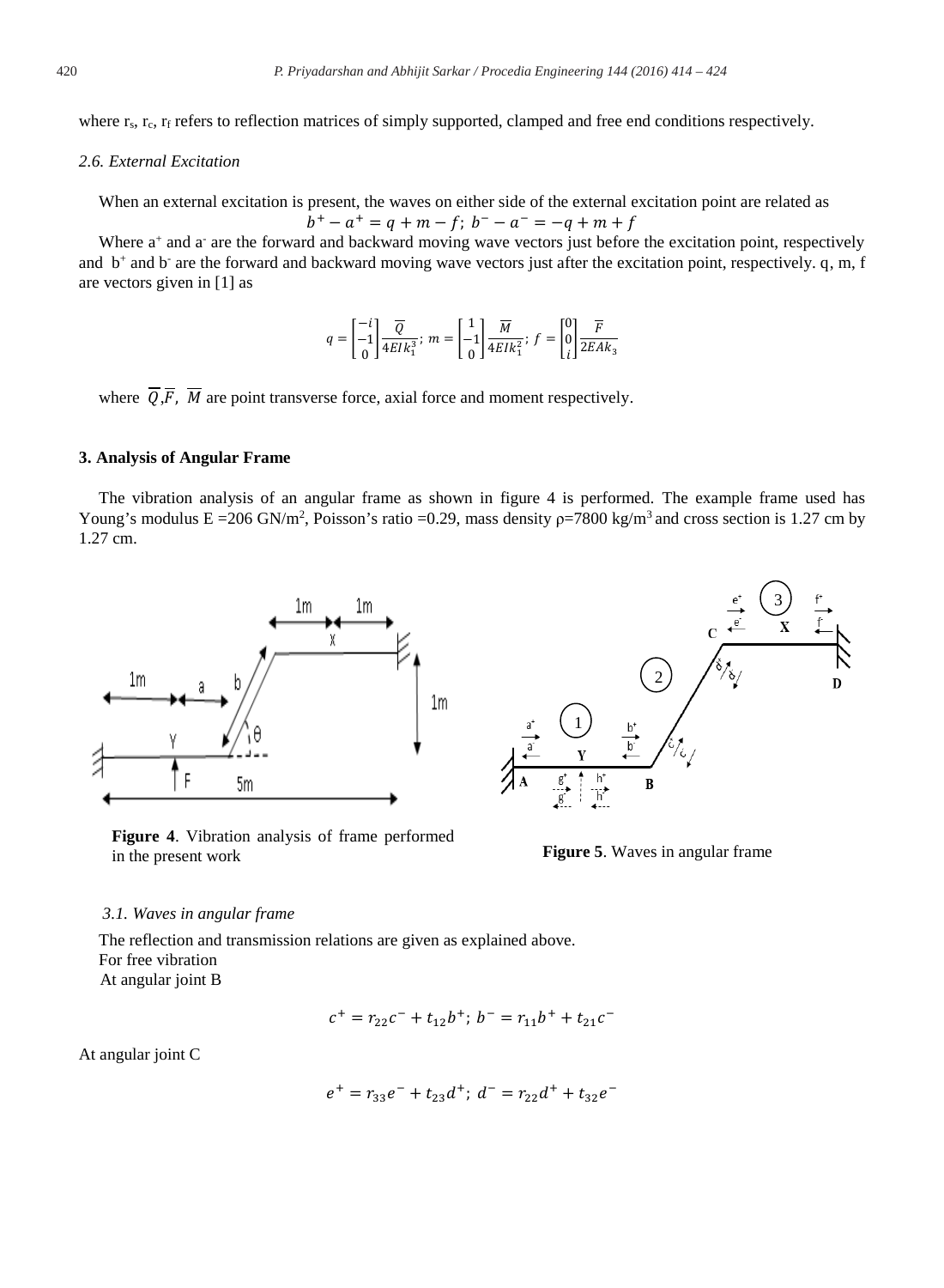where $r_s$, $r_c$, $r_f$ refers to reflection matrices of simply supported, clamped and free end conditions respectively.

### 2.6. External Excitation

When an external excitation is present, the waves on either side of the external excitation point are related as

$$b^+ - a^+ = q + m - f;\; b^- - a^- = -q + m + f$$

Where $a^+$ and $a^-$ are the forward and backward moving wave vectors just before the excitation point, respectively and $b^+$ and $b^-$ are the forward and backward moving wave vectors just after the excitation point, respectively. q, m, f are vectors given in [1] as

$$q = \begin{bmatrix} -i \\ -1 \\ 0 \end{bmatrix} \frac{\overline{Q}}{4EIk_1^3};\; m = \begin{bmatrix} 1 \\ -1 \\ 0 \end{bmatrix} \frac{\overline{M}}{4EIk_1^2};\; f = \begin{bmatrix} 0 \\ 0 \\ i \end{bmatrix} \frac{\overline{F}}{2EAk_3}$$

where $\overline{Q}$, $\overline{F}$, $\overline{M}$ are point transverse force, axial force and moment respectively.

## 3. Analysis of Angular Frame

The vibration analysis of an angular frame as shown in figure 4 is performed. The example frame used has Young's modulus E =206 GN/m², Poisson's ratio =0.29, mass density ρ=7800 kg/m³ and cross section is 1.27 cm by 1.27 cm.

**Figure 4**. Vibration analysis of frame performed in the present work

**Figure 5**. Waves in angular frame

### 3.1. Waves in angular frame

The reflection and transmission relations are given as explained above.

For free vibration

At angular joint B

$$c^+ = r_{22}c^- + t_{12}b^+;\; b^- = r_{11}b^+ + t_{21}c^-$$

At angular joint C

$$e^+ = r_{33}e^- + t_{23}d^+;\; d^- = r_{22}d^+ + t_{32}e^-$$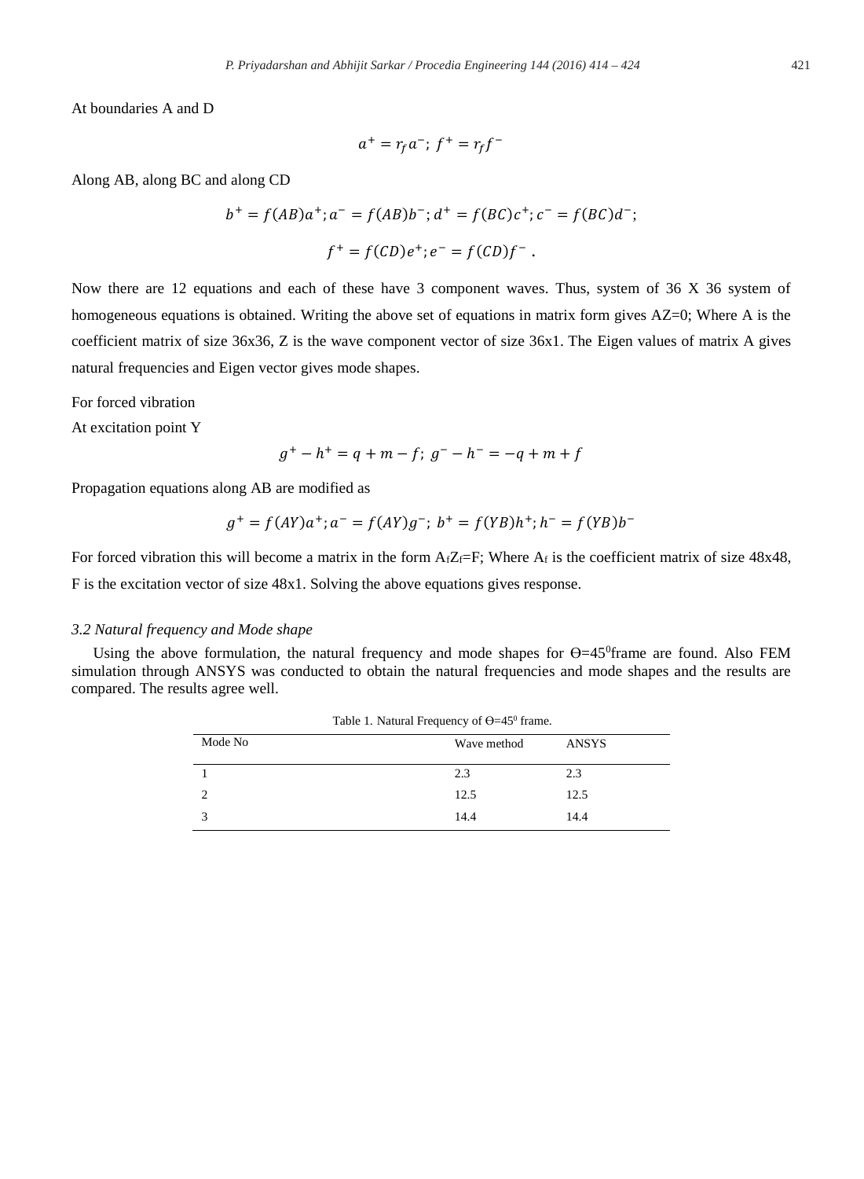At boundaries A and D

$$a^{+} = r_f a^{-};\ f^{+} = r_f f^{-}$$

Along AB, along BC and along CD

$$b^{+} = f(AB)a^{+}; a^{-} = f(AB)b^{-}; d^{+} = f(BC)c^{+}; c^{-} = f(BC)d^{-};$$

$$f^{+} = f(CD)e^{+}; e^{-} = f(CD)f^{-}\ .$$

Now there are 12 equations and each of these have 3 component waves. Thus, system of 36 X 36 system of homogeneous equations is obtained. Writing the above set of equations in matrix form gives AZ=0; Where A is the coefficient matrix of size 36x36, Z is the wave component vector of size 36x1. The Eigen values of matrix A gives natural frequencies and Eigen vector gives mode shapes.

For forced vibration

At excitation point Y

$$g^{+} - h^{+} = q + m - f;\ g^{-} - h^{-} = -q + m + f$$

Propagation equations along AB are modified as

$$g^{+} = f(AY)a^{+}; a^{-} = f(AY)g^{-};\ b^{+} = f(YB)h^{+}; h^{-} = f(YB)b^{-}$$

For forced vibration this will become a matrix in the form $A_f Z_f$=F; Where $A_f$ is the coefficient matrix of size 48x48, F is the excitation vector of size 48x1. Solving the above equations gives response.

### *3.2 Natural frequency and Mode shape*

Using the above formulation, the natural frequency and mode shapes for $\Theta=45^0$frame are found. Also FEM simulation through ANSYS was conducted to obtain the natural frequencies and mode shapes and the results are compared. The results agree well.

Table 1. Natural Frequency of $\Theta=45^0$ frame.

| Mode No | Wave method | ANSYS |
|---|---|---|
| 1 | 2.3 | 2.3 |
| 2 | 12.5 | 12.5 |
| 3 | 14.4 | 14.4 |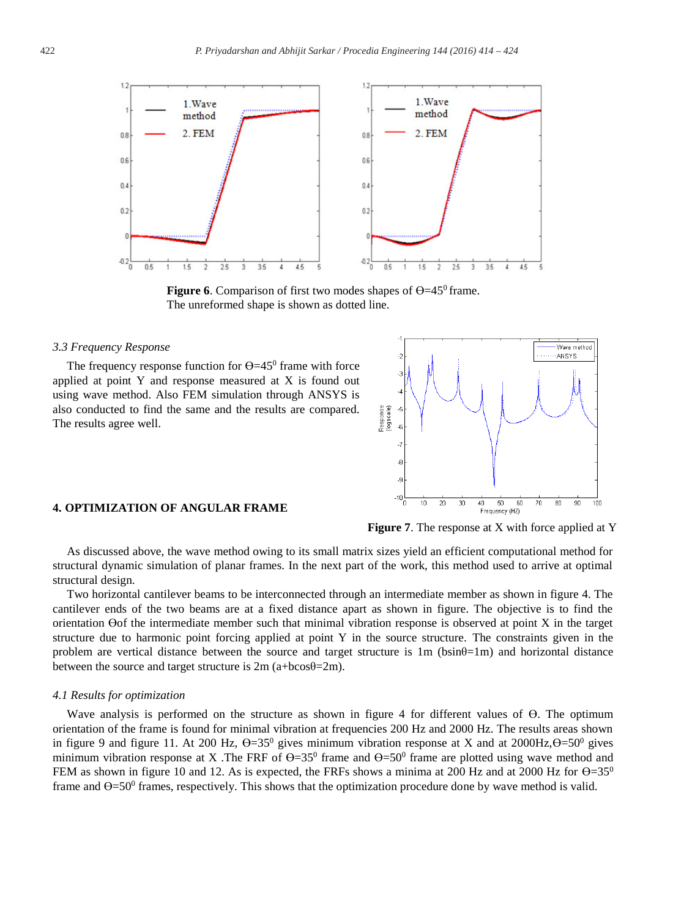**Figure 6**. Comparison of first two modes shapes of $\Theta=45^0$ frame. The unreformed shape is shown as dotted line.

*3.3 Frequency Response*

The frequency response function for $\Theta=45^0$ frame with force applied at point Y and response measured at X is found out using wave method. Also FEM simulation through ANSYS is also conducted to find the same and the results are compared. The results agree well.

**Figure 7**. The response at X with force applied at Y

## 4. OPTIMIZATION OF ANGULAR FRAME

As discussed above, the wave method owing to its small matrix sizes yield an efficient computational method for structural dynamic simulation of planar frames. In the next part of the work, this method used to arrive at optimal structural design.

Two horizontal cantilever beams to be interconnected through an intermediate member as shown in figure 4. The cantilever ends of the two beams are at a fixed distance apart as shown in figure. The objective is to find the orientation $\Theta$of the intermediate member such that minimal vibration response is observed at point X in the target structure due to harmonic point forcing applied at point Y in the source structure. The constraints given in the problem are vertical distance between the source and target structure is 1m ($b\sin\theta=1$m) and horizontal distance between the source and target structure is 2m ($a+b\cos\theta=2$m).

*4.1 Results for optimization*

Wave analysis is performed on the structure as shown in figure 4 for different values of $\Theta$. The optimum orientation of the frame is found for minimal vibration at frequencies 200 Hz and 2000 Hz. The results areas shown in figure 9 and figure 11. At 200 Hz, $\Theta=35^0$ gives minimum vibration response at X and at 2000Hz,$\Theta=50^0$ gives minimum vibration response at X .The FRF of $\Theta=35^0$ frame and $\Theta=50^0$ frame are plotted using wave method and FEM as shown in figure 10 and 12. As is expected, the FRFs shows a minima at 200 Hz and at 2000 Hz for $\Theta=35^0$ frame and $\Theta=50^0$ frames, respectively. This shows that the optimization procedure done by wave method is valid.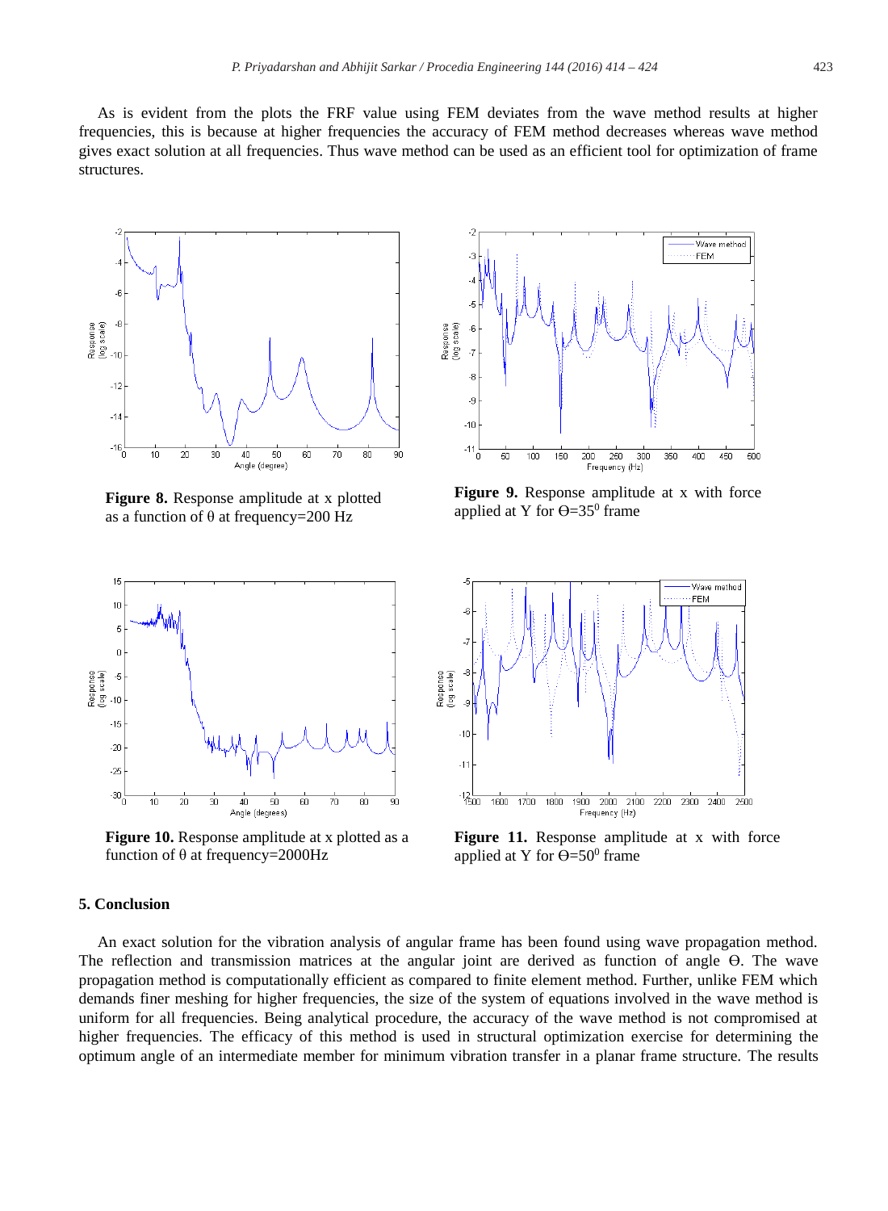As is evident from the plots the FRF value using FEM deviates from the wave method results at higher frequencies, this is because at higher frequencies the accuracy of FEM method decreases whereas wave method gives exact solution at all frequencies. Thus wave method can be used as an efficient tool for optimization of frame structures.

**Figure 8.** Response amplitude at x plotted as a function of θ at frequency=200 Hz

**Figure 9.** Response amplitude at x with force applied at Y for $\Theta=35^0$ frame

**Figure 10.** Response amplitude at x plotted as a function of θ at frequency=2000Hz

**Figure 11.** Response amplitude at x with force applied at Y for $\Theta=50^0$ frame

## 5. Conclusion

An exact solution for the vibration analysis of angular frame has been found using wave propagation method. The reflection and transmission matrices at the angular joint are derived as function of angle Θ. The wave propagation method is computationally efficient as compared to finite element method. Further, unlike FEM which demands finer meshing for higher frequencies, the size of the system of equations involved in the wave method is uniform for all frequencies. Being analytical procedure, the accuracy of the wave method is not compromised at higher frequencies. The efficacy of this method is used in structural optimization exercise for determining the optimum angle of an intermediate member for minimum vibration transfer in a planar frame structure. The results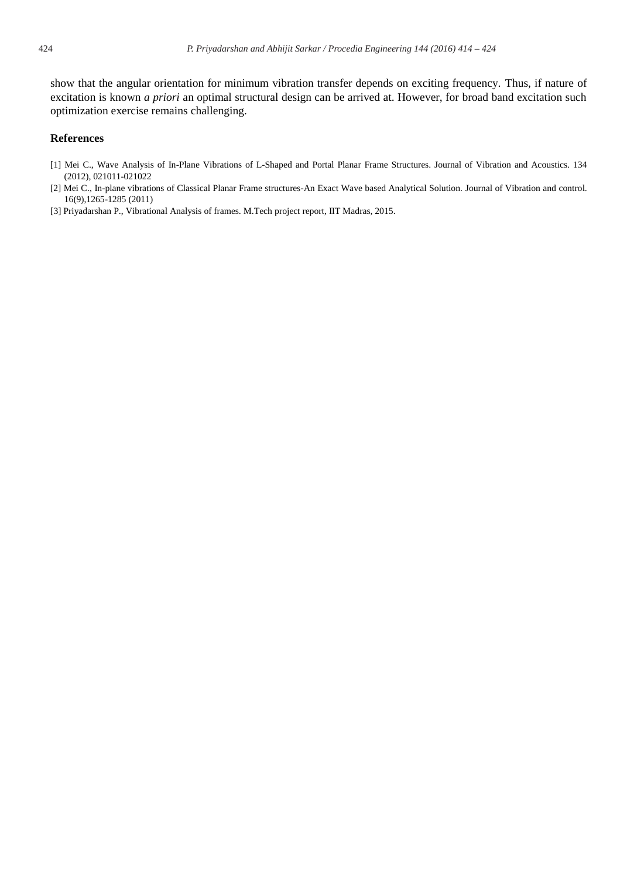show that the angular orientation for minimum vibration transfer depends on exciting frequency. Thus, if nature of excitation is known *a priori* an optimal structural design can be arrived at. However, for broad band excitation such optimization exercise remains challenging.

## References

[1] Mei C., Wave Analysis of In-Plane Vibrations of L-Shaped and Portal Planar Frame Structures. Journal of Vibration and Acoustics. 134 (2012), 021011-021022

[2] Mei C., In-plane vibrations of Classical Planar Frame structures-An Exact Wave based Analytical Solution. Journal of Vibration and control. 16(9),1265-1285 (2011)

[3] Priyadarshan P., Vibrational Analysis of frames. M.Tech project report, IIT Madras, 2015.